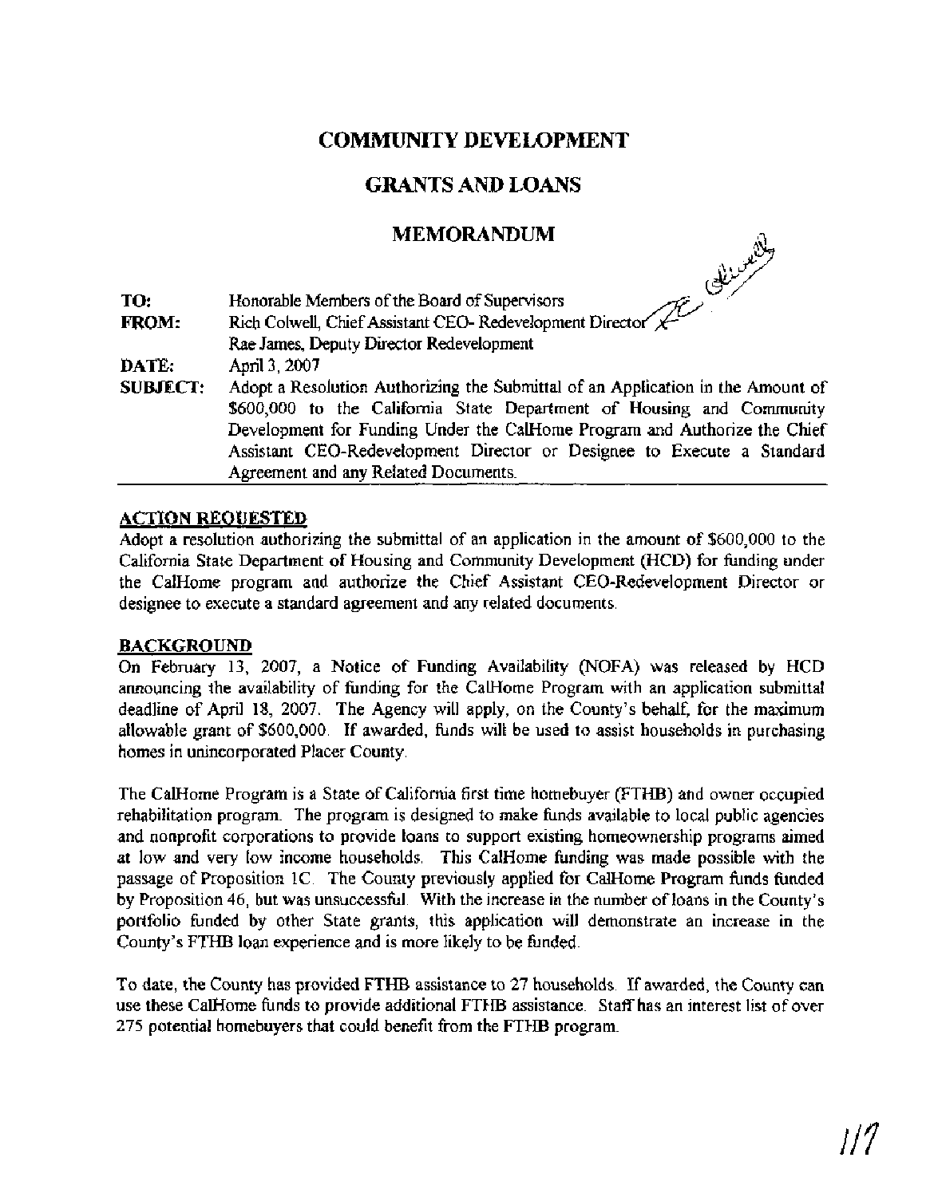# COMMUNITY DEVELOPMENT

# GRANTS AND LOANS

## MEMORANDUM

| | |
|---|---|
| **TO:** | Honorable Members of the Board of Supervisors |
| **FROM:** | Rich Colwell, Chief Assistant CEO- Redevelopment Director |
| | Rae James, Deputy Director Redevelopment |
| **DATE:** | April 3, 2007 |
| **SUBJECT:** | Adopt a Resolution Authorizing the Submittal of an Application in the Amount of $600,000 to the California State Department of Housing and Community Development for Funding Under the CalHome Program and Authorize the Chief Assistant CEO-Redevelopment Director or Designee to Execute a Standard Agreement and any Related Documents. |

**ACTION REQUESTED**

Adopt a resolution authorizing the submittal of an application in the amount of $600,000 to the California State Department of Housing and Community Development (HCD) for funding under the CalHome program and authorize the Chief Assistant CEO-Redevelopment Director or designee to execute a standard agreement and any related documents.

**BACKGROUND**

On February 13, 2007, a Notice of Funding Availability (NOFA) was released by HCD announcing the availability of funding for the CalHome Program with an application submittal deadline of April 18, 2007. The Agency will apply, on the County's behalf, for the maximum allowable grant of $600,000. If awarded, funds will be used to assist households in purchasing homes in unincorporated Placer County.

The CalHome Program is a State of California first time homebuyer (FTHB) and owner occupied rehabilitation program. The program is designed to make funds available to local public agencies and nonprofit corporations to provide loans to support existing homeownership programs aimed at low and very low income households. This CalHome funding was made possible with the passage of Proposition 1C. The County previously applied for CalHome Program funds funded by Proposition 46, but was unsuccessful. With the increase in the number of loans in the County's portfolio funded by other State grants, this application will demonstrate an increase in the County's FTHB loan experience and is more likely to be funded.

To date, the County has provided FTHB assistance to 27 households. If awarded, the County can use these CalHome funds to provide additional FTHB assistance. Staff has an interest list of over 275 potential homebuyers that could benefit from the FTHB program.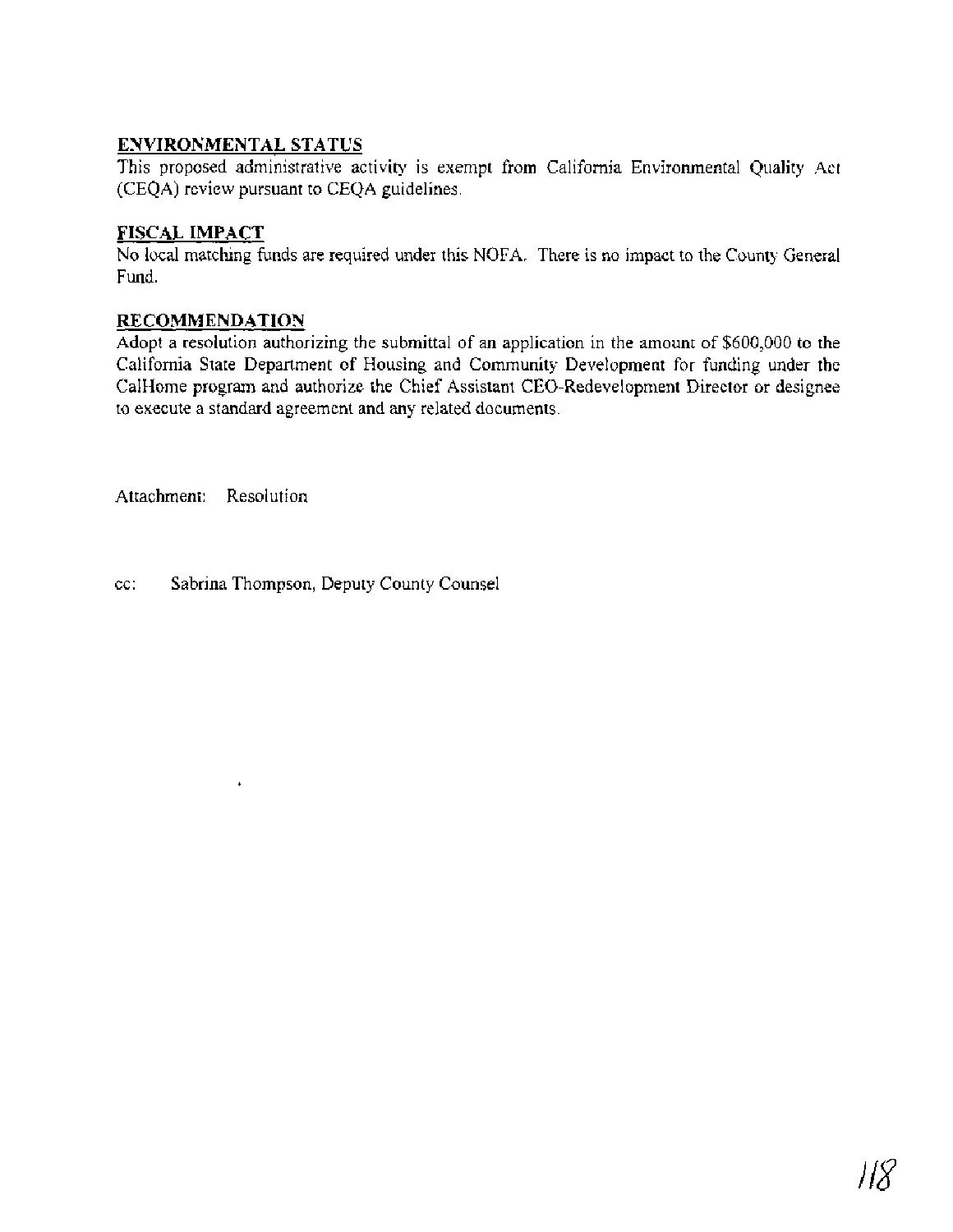## ENVIRONMENTAL STATUS

This proposed administrative activity is exempt from California Environmental Quality Act (CEQA) review pursuant to CEQA guidelines.

## FISCAL IMPACT

No local matching funds are required under this NOFA. There is no impact to the County General Fund.

## RECOMMENDATION

Adopt a resolution authorizing the submittal of an application in the amount of $600,000 to the California State Department of Housing and Community Development for funding under the CalHome program and authorize the Chief Assistant CEO-Redevelopment Director or designee to execute a standard agreement and any related documents.

Attachment: Resolution

cc: Sabrina Thompson, Deputy County Counsel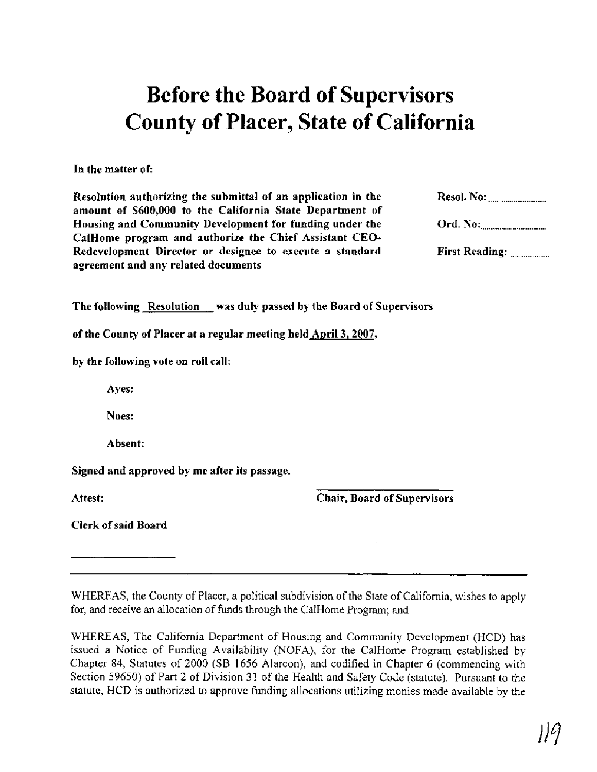# Before the Board of Supervisors County of Placer, State of California

**In the matter of:**

**Resolution authorizing the submittal of an application in the amount of $600,000 to the California State Department of Housing and Community Development for funding under the CalHome program and authorize the Chief Assistant CEO-Redevelopment Director or designee to execute a standard agreement and any related documents**

**Resol. No:** ..........................

**Ord. No:** ..........................

**First Reading:** ..............

**The following Resolution was duly passed by the Board of Supervisors of the County of Placer at a regular meeting held April 3, 2007, by the following vote on roll call:**

**Ayes:**

**Noes:**

**Absent:**

**Signed and approved by me after its passage.**

**Attest:**

**Chair, Board of Supervisors**

**Clerk of said Board**

---

WHEREAS, the County of Placer, a political subdivision of the State of California, wishes to apply for, and receive an allocation of funds through the CalHome Program; and

WHEREAS, The California Department of Housing and Community Development (HCD) has issued a Notice of Funding Availability (NOFA), for the CalHome Program established by Chapter 84, Statutes of 2000 (SB 1656 Alarcon), and codified in Chapter 6 (commencing with Section 59650) of Part 2 of Division 31 of the Health and Safety Code (statute). Pursuant to the statute, HCD is authorized to approve funding allocations utilizing monies made available by the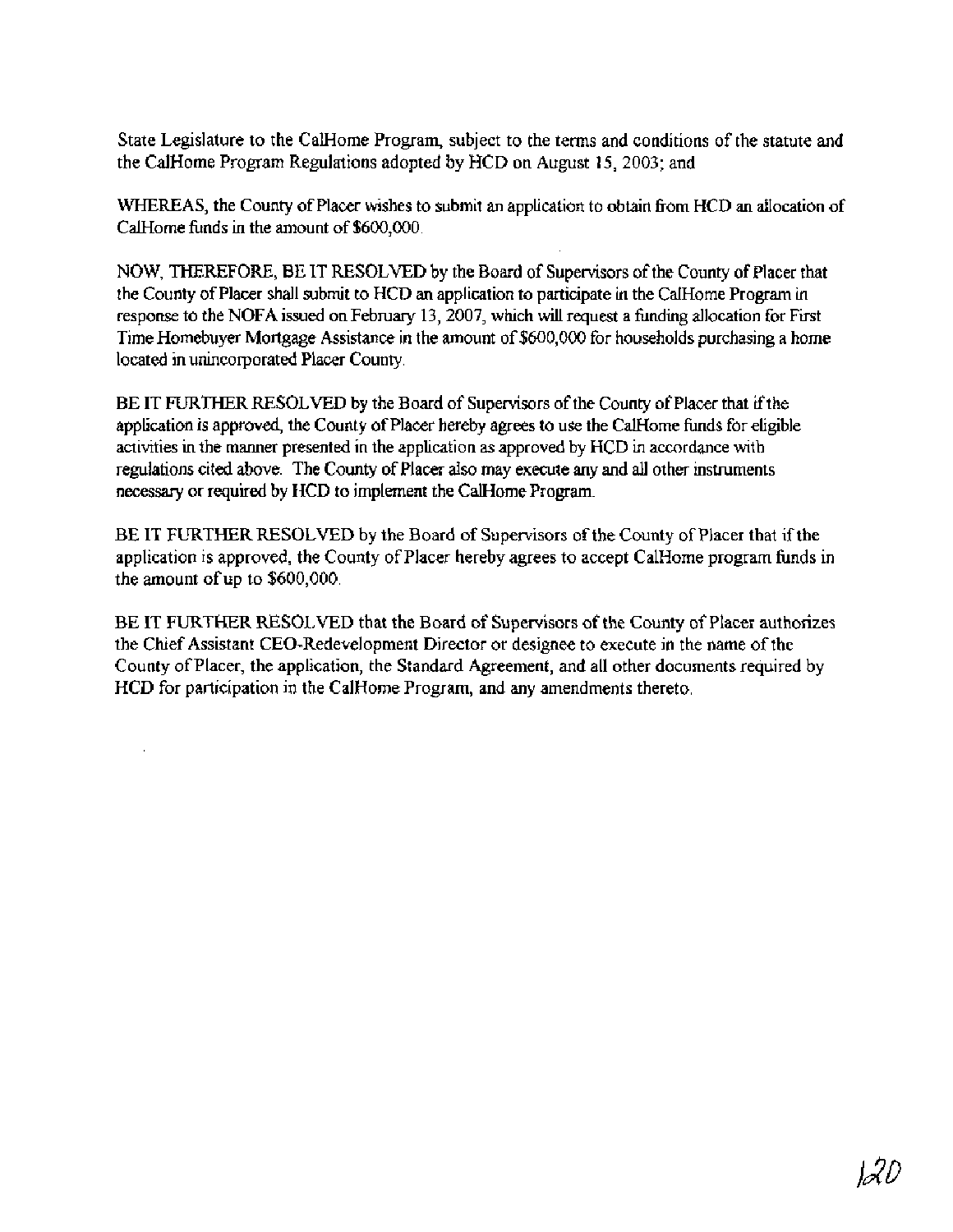State Legislature to the CalHome Program, subject to the terms and conditions of the statute and the CalHome Program Regulations adopted by HCD on August 15, 2003; and

WHEREAS, the County of Placer wishes to submit an application to obtain from HCD an allocation of CalHome funds in the amount of $600,000.

NOW, THEREFORE, BE IT RESOLVED by the Board of Supervisors of the County of Placer that the County of Placer shall submit to HCD an application to participate in the CalHome Program in response to the NOFA issued on February 13, 2007, which will request a funding allocation for First Time Homebuyer Mortgage Assistance in the amount of $600,000 for households purchasing a home located in unincorporated Placer County.

BE IT FURTHER RESOLVED by the Board of Supervisors of the County of Placer that if the application is approved, the County of Placer hereby agrees to use the CalHome funds for eligible activities in the manner presented in the application as approved by HCD in accordance with regulations cited above. The County of Placer also may execute any and all other instruments necessary or required by HCD to implement the CalHome Program.

BE IT FURTHER RESOLVED by the Board of Supervisors of the County of Placer that if the application is approved, the County of Placer hereby agrees to accept CalHome program funds in the amount of up to $600,000.

BE IT FURTHER RESOLVED that the Board of Supervisors of the County of Placer authorizes the Chief Assistant CEO-Redevelopment Director or designee to execute in the name of the County of Placer, the application, the Standard Agreement, and all other documents required by HCD for participation in the CalHome Program, and any amendments thereto.